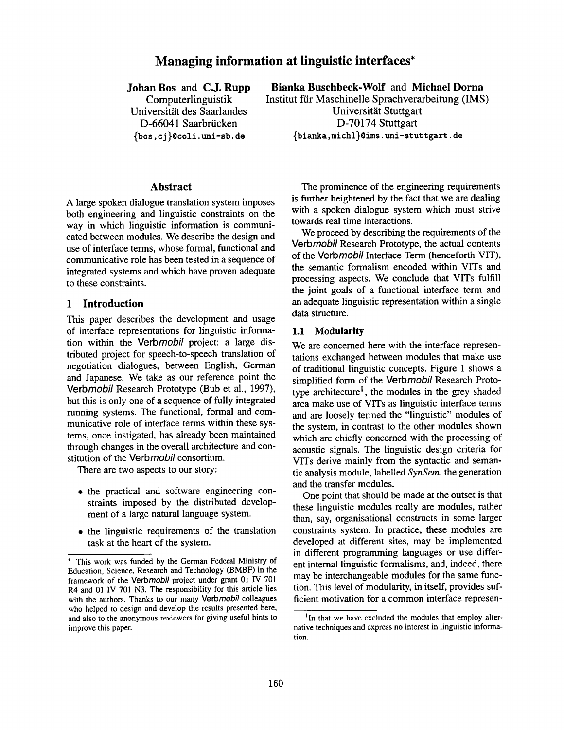# Managing information at linguistic interfaces*

**Johan Bos** and **C.J. Rupp**
Computerlinguistik
Universität des Saarlandes
D-66041 Saarbrücken
{bos,cj}@coli.uni-sb.de

**Bianka Buschbeck-Wolf** and **Michael Dorna**
Institut für Maschinelle Sprachverarbeitung (IMS)
Universität Stuttgart
D-70174 Stuttgart
{bianka,michl}@ims.uni-stuttgart.de

## Abstract

A large spoken dialogue translation system imposes both engineering and linguistic constraints on the way in which linguistic information is communicated between modules. We describe the design and use of interface terms, whose formal, functional and communicative role has been tested in a sequence of integrated systems and which have proven adequate to these constraints.

## 1 Introduction

This paper describes the development and usage of interface representations for linguistic information within the Verb*mobil* project: a large distributed project for speech-to-speech translation of negotiation dialogues, between English, German and Japanese. We take as our reference point the Verb*mobil* Research Prototype (Bub et al., 1997), but this is only one of a sequence of fully integrated running systems. The functional, formal and communicative role of interface terms within these systems, once instigated, has already been maintained through changes in the overall architecture and constitution of the Verb*mobil* consortium.

There are two aspects to our story:

- the practical and software engineering constraints imposed by the distributed development of a large natural language system.
- the linguistic requirements of the translation task at the heart of the system.

The prominence of the engineering requirements is further heightened by the fact that we are dealing with a spoken dialogue system which must strive towards real time interactions.

We proceed by describing the requirements of the Verb*mobil* Research Prototype, the actual contents of the Verb*mobil* Interface Term (henceforth VIT), the semantic formalism encoded within VITs and processing aspects. We conclude that VITs fulfill the joint goals of a functional interface term and an adequate linguistic representation within a single data structure.

### 1.1 Modularity

We are concerned here with the interface representations exchanged between modules that make use of traditional linguistic concepts. Figure 1 shows a simplified form of the Verb*mobil* Research Prototype architecture[1], the modules in the grey shaded area make use of VITs as linguistic interface terms and are loosely termed the "linguistic" modules of the system, in contrast to the other modules shown which are chiefly concerned with the processing of acoustic signals. The linguistic design criteria for VITs derive mainly from the syntactic and semantic analysis module, labelled *SynSem*, the generation and the transfer modules.

One point that should be made at the outset is that these linguistic modules really are modules, rather than, say, organisational constructs in some larger constraints system. In practice, these modules are developed at different sites, may be implemented in different programming languages or use different internal linguistic formalisms, and, indeed, there may be interchangeable modules for the same function. This level of modularity, in itself, provides sufficient motivation for a common interface represen-

---

\* This work was funded by the German Federal Ministry of Education, Science, Research and Technology (BMBF) in the framework of the Verb*mobil* project under grant 01 IV 701 R4 and 01 IV 701 N3. The responsibility for this article lies with the authors. Thanks to our many Verb*mobil* colleagues who helped to design and develop the results presented here, and also to the anonymous reviewers for giving useful hints to improve this paper.

[1] In that we have excluded the modules that employ alternative techniques and express no interest in linguistic information.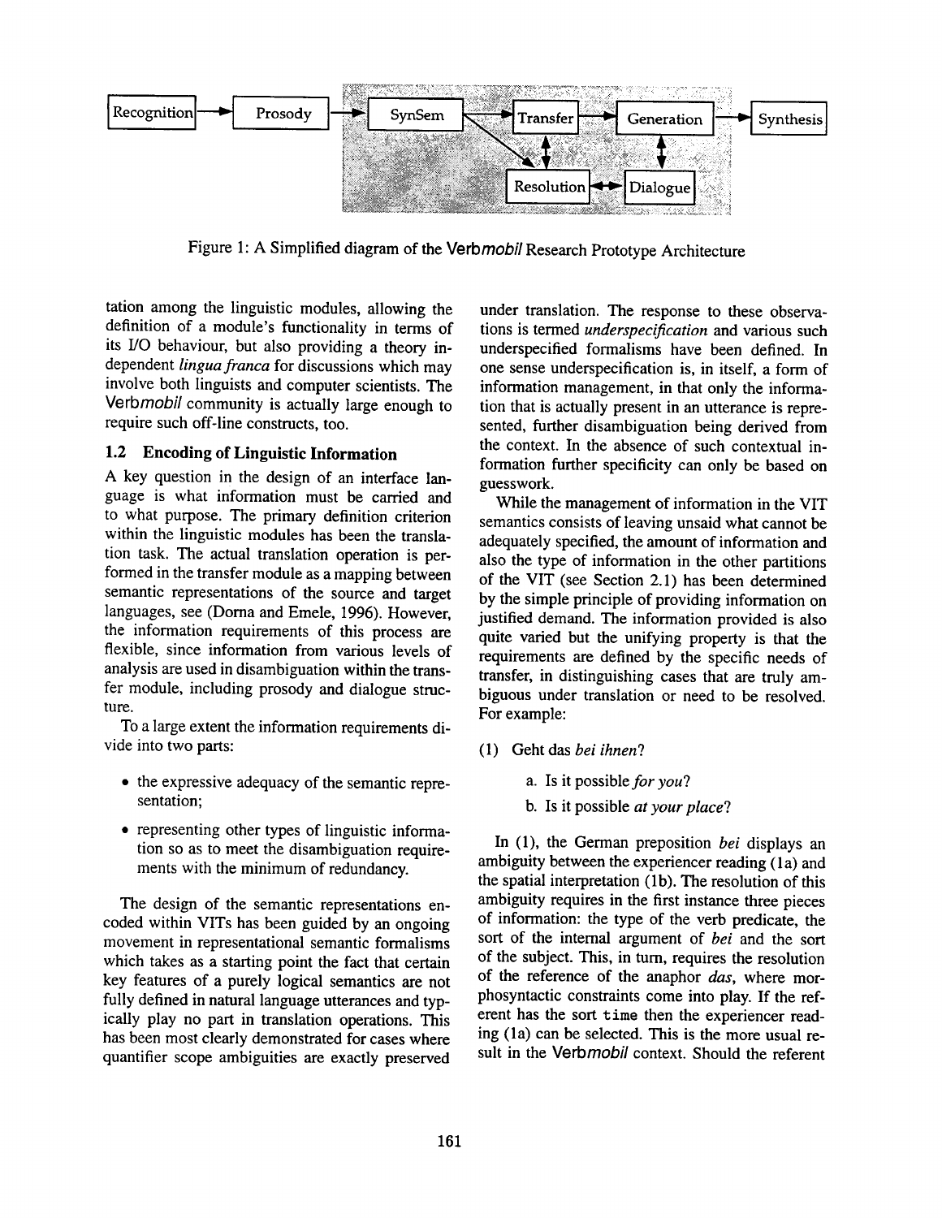Figure 1: A Simplified diagram of the Verb*mobil* Research Prototype Architecture

tation among the linguistic modules, allowing the definition of a module's functionality in terms of its I/O behaviour, but also providing a theory independent *lingua franca* for discussions which may involve both linguists and computer scientists. The Verb*mobil* community is actually large enough to require such off-line constructs, too.

### 1.2 Encoding of Linguistic Information

A key question in the design of an interface language is what information must be carried and to what purpose. The primary definition criterion within the linguistic modules has been the translation task. The actual translation operation is performed in the transfer module as a mapping between semantic representations of the source and target languages, see (Dorna and Emele, 1996). However, the information requirements of this process are flexible, since information from various levels of analysis are used in disambiguation within the transfer module, including prosody and dialogue structure.

To a large extent the information requirements divide into two parts:

- the expressive adequacy of the semantic representation;
- representing other types of linguistic information so as to meet the disambiguation requirements with the minimum of redundancy.

The design of the semantic representations encoded within VITs has been guided by an ongoing movement in representational semantic formalisms which takes as a starting point the fact that certain key features of a purely logical semantics are not fully defined in natural language utterances and typically play no part in translation operations. This has been most clearly demonstrated for cases where quantifier scope ambiguities are exactly preserved under translation. The response to these observations is termed *underspecification* and various such underspecified formalisms have been defined. In one sense underspecification is, in itself, a form of information management, in that only the information that is actually present in an utterance is represented, further disambiguation being derived from the context. In the absence of such contextual information further specificity can only be based on guesswork.

While the management of information in the VIT semantics consists of leaving unsaid what cannot be adequately specified, the amount of information and also the type of information in the other partitions of the VIT (see Section 2.1) has been determined by the simple principle of providing information on justified demand. The information provided is also quite varied but the unifying property is that the requirements are defined by the specific needs of transfer, in distinguishing cases that are truly ambiguous under translation or need to be resolved. For example:

(1) Geht das *bei ihnen*?

  a. Is it possible *for you*?

  b. Is it possible *at your place*?

In (1), the German preposition *bei* displays an ambiguity between the experiencer reading (1a) and the spatial interpretation (1b). The resolution of this ambiguity requires in the first instance three pieces of information: the type of the verb predicate, the sort of the internal argument of *bei* and the sort of the subject. This, in turn, requires the resolution of the reference of the anaphor *das*, where morphosyntactic constraints come into play. If the referent has the sort `time` then the experiencer reading (1a) can be selected. This is the more usual result in the Verb*mobil* context. Should the referent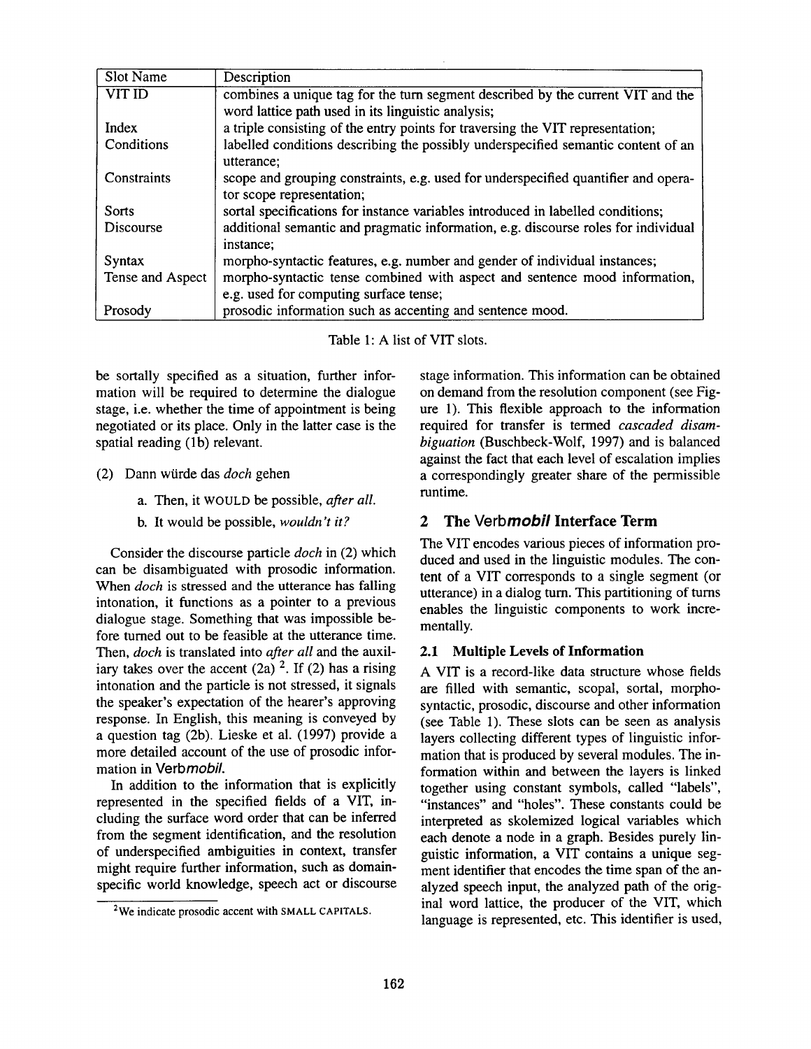| Slot Name | Description |
|---|---|
| VIT ID | combines a unique tag for the turn segment described by the current VIT and the word lattice path used in its linguistic analysis; |
| Index | a triple consisting of the entry points for traversing the VIT representation; |
| Conditions | labelled conditions describing the possibly underspecified semantic content of an utterance; |
| Constraints | scope and grouping constraints, e.g. used for underspecified quantifier and operator scope representation; |
| Sorts | sortal specifications for instance variables introduced in labelled conditions; |
| Discourse | additional semantic and pragmatic information, e.g. discourse roles for individual instance; |
| Syntax | morpho-syntactic features, e.g. number and gender of individual instances; |
| Tense and Aspect | morpho-syntactic tense combined with aspect and sentence mood information, e.g. used for computing surface tense; |
| Prosody | prosodic information such as accenting and sentence mood. |

Table 1: A list of VIT slots.

be sortally specified as a situation, further information will be required to determine the dialogue stage, i.e. whether the time of appointment is being negotiated or its place. Only in the latter case is the spatial reading (1b) relevant.

(2) Dann würde das *doch* gehen

a. Then, it WOULD be possible, *after all.*

b. It would be possible, *wouldn't it?*

Consider the discourse particle *doch* in (2) which can be disambiguated with prosodic information. When *doch* is stressed and the utterance has falling intonation, it functions as a pointer to a previous dialogue stage. Something that was impossible before turned out to be feasible at the utterance time. Then, *doch* is translated into *after all* and the auxiliary takes over the accent (2a) [2]. If (2) has a rising intonation and the particle is not stressed, it signals the speaker's expectation of the hearer's approving response. In English, this meaning is conveyed by a question tag (2b). Lieske et al. (1997) provide a more detailed account of the use of prosodic information in Verb*mobil*.

In addition to the information that is explicitly represented in the specified fields of a VIT, including the surface word order that can be inferred from the segment identification, and the resolution of underspecified ambiguities in context, transfer might require further information, such as domain-specific world knowledge, speech act or discourse stage information. This information can be obtained on demand from the resolution component (see Figure 1). This flexible approach to the information required for transfer is termed *cascaded disambiguation* (Buschbeck-Wolf, 1997) and is balanced against the fact that each level of escalation implies a correspondingly greater share of the permissible runtime.

[2] We indicate prosodic accent with SMALL CAPITALS.

## 2 The Verb*mobil* Interface Term

The VIT encodes various pieces of information produced and used in the linguistic modules. The content of a VIT corresponds to a single segment (or utterance) in a dialog turn. This partitioning of turns enables the linguistic components to work incrementally.

### 2.1 Multiple Levels of Information

A VIT is a record-like data structure whose fields are filled with semantic, scopal, sortal, morpho-syntactic, prosodic, discourse and other information (see Table 1). These slots can be seen as analysis layers collecting different types of linguistic information that is produced by several modules. The information within and between the layers is linked together using constant symbols, called "labels", "instances" and "holes". These constants could be interpreted as skolemized logical variables which each denote a node in a graph. Besides purely linguistic information, a VIT contains a unique segment identifier that encodes the time span of the analyzed speech input, the analyzed path of the original word lattice, the producer of the VIT, which language is represented, etc. This identifier is used,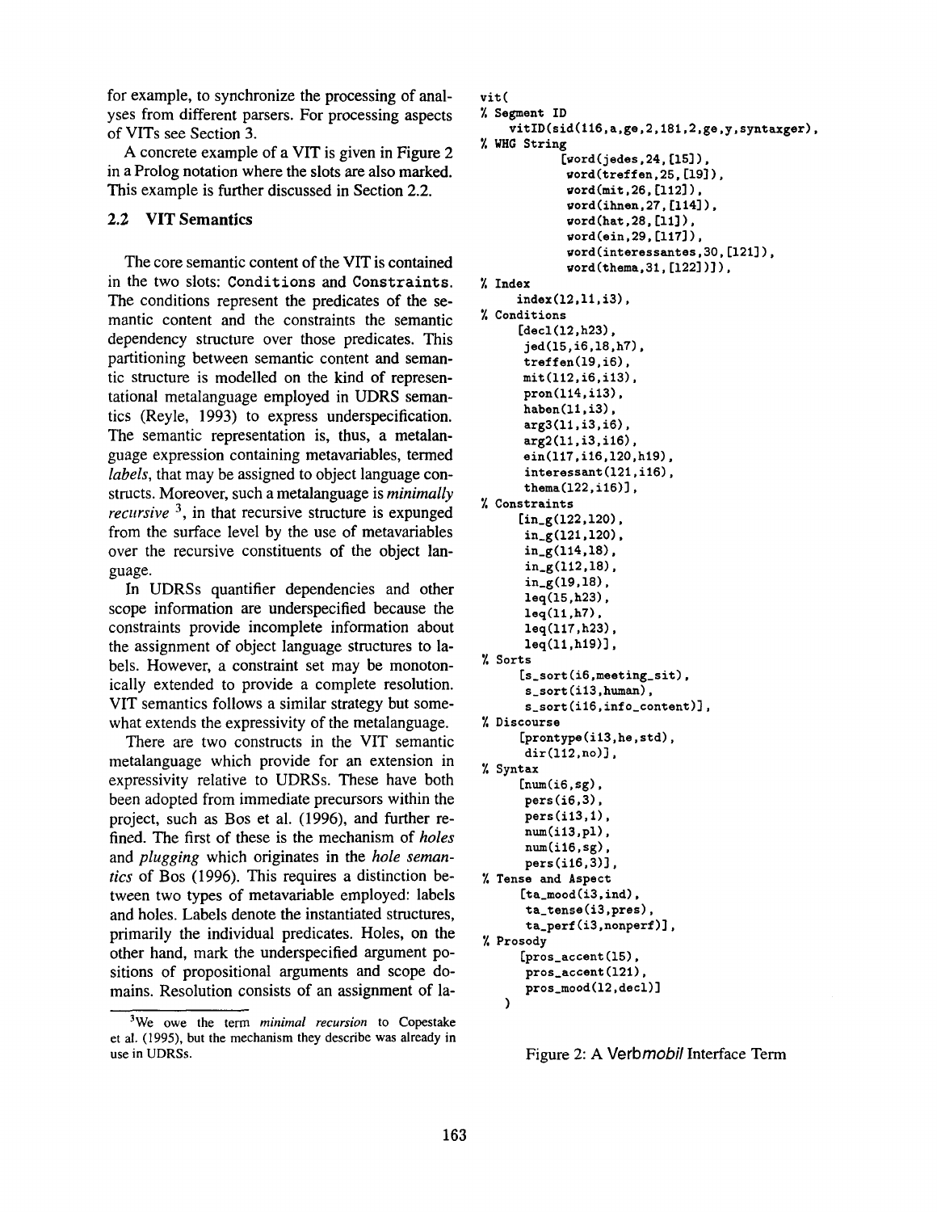for example, to synchronize the processing of analyses from different parsers. For processing aspects of VITs see Section 3.

A concrete example of a VIT is given in Figure 2 in a Prolog notation where the slots are also marked. This example is further discussed in Section 2.2.

### 2.2 VIT Semantics

The core semantic content of the VIT is contained in the two slots: `Conditions` and `Constraints`. The conditions represent the predicates of the semantic content and the constraints the semantic dependency structure over those predicates. This partitioning between semantic content and semantic structure is modelled on the kind of representational metalanguage employed in UDRS semantics (Reyle, 1993) to express underspecification. The semantic representation is, thus, a metalanguage expression containing metavariables, termed *labels*, that may be assigned to object language constructs. Moreover, such a metalanguage is *minimally recursive* [3], in that recursive structure is expunged from the surface level by the use of metavariables over the recursive constituents of the object language.

In UDRSs quantifier dependencies and other scope information are underspecified because the constraints provide incomplete information about the assignment of object language structures to labels. However, a constraint set may be monotonically extended to provide a complete resolution. VIT semantics follows a similar strategy but somewhat extends the expressivity of the metalanguage.

There are two constructs in the VIT semantic metalanguage which provide for an extension in expressivity relative to UDRSs. These have both been adopted from immediate precursors within the project, such as Bos et al. (1996), and further refined. The first of these is the mechanism of *holes* and *plugging* which originates in the *hole semantics* of Bos (1996). This requires a distinction between two types of metavariable employed: labels and holes. Labels denote the instantiated structures, primarily the individual predicates. Holes, on the other hand, mark the underspecified argument positions of propositional arguments and scope domains. Resolution consists of an assignment of la-

[3] We owe the term *minimal recursion* to Copestake et al. (1995), but the mechanism they describe was already in use in UDRSs.

```
vit(
% Segment ID
    vitID(sid(116,a,ge,2,181,2,ge,y,syntaxger),
% WHG String
          [word(jedes,24,[l5]),
           word(treffen,25,[l9]),
           word(mit,26,[l12]),
           word(ihnen,27,[l14]),
           word(hat,28,[l1]),
           word(ein,29,[l17]),
           word(interessantes,30,[l21]),
           word(thema,31,[l22])]),
% Index
     index(l2,l1,i3),
% Conditions
     [decl(l2,h23),
      jed(l5,i6,l8,h7),
      treffen(l9,i6),
      mit(l12,i6,i13),
      pron(l14,i13),
      haben(l1,i3),
      arg3(l1,i3,i6),
      arg2(l1,i3,i16),
      ein(l17,i16,l20,h19),
      interessant(l21,i16),
      thema(l22,i16)],
% Constraints
     [in_g(l22,l20),
      in_g(l21,l20),
      in_g(l14,l8),
      in_g(l12,l8),
      in_g(l9,l8),
      leq(l5,h23),
      leq(l1,h7),
      leq(l17,h23),
      leq(l1,h19)],
% Sorts
     [s_sort(i6,meeting_sit),
      s_sort(i13,human),
      s_sort(i16,info_content)],
% Discourse
     [prontype(i13,he,std),
      dir(l12,no)],
% Syntax
     [num(i6,sg),
      pers(i6,3),
      pers(i13,1),
      num(i13,pl),
      num(i16,sg),
      pers(i16,3)],
% Tense and Aspect
     [ta_mood(i3,ind),
      ta_tense(i3,pres),
      ta_perf(i3,nonperf)],
% Prosody
     [pros_accent(l5),
      pros_accent(l21),
      pros_mood(l2,decl)]
   )
```

Figure 2: A *Verbmobil* Interface Term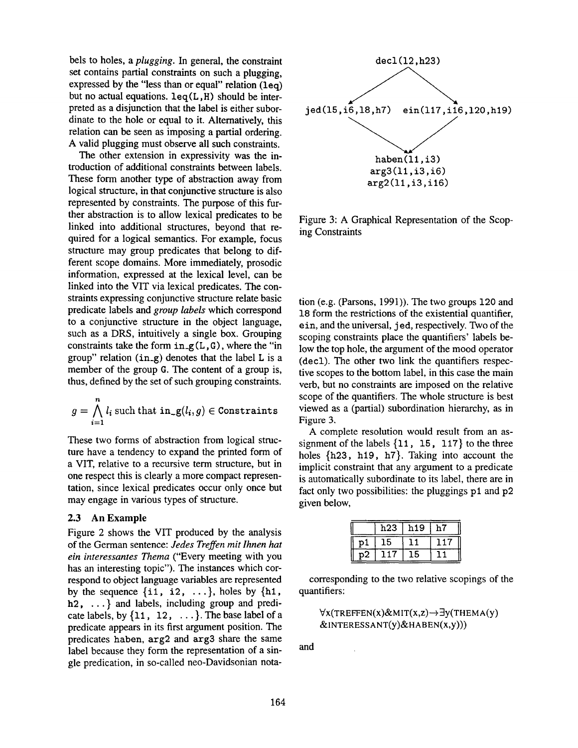bels to holes, a *plugging*. In general, the constraint set contains partial constraints on such a plugging, expressed by the "less than or equal" relation (leq) but no actual equations. leq(L,H) should be interpreted as a disjunction that the label is either subordinate to the hole or equal to it. Alternatively, this relation can be seen as imposing a partial ordering. A valid plugging must observe all such constraints.

The other extension in expressivity was the introduction of additional constraints between labels. These form another type of abstraction away from logical structure, in that conjunctive structure is also represented by constraints. The purpose of this further abstraction is to allow lexical predicates to be linked into additional structures, beyond that required for a logical semantics. For example, focus structure may group predicates that belong to different scope domains. More immediately, prosodic information, expressed at the lexical level, can be linked into the VIT via lexical predicates. The constraints expressing conjunctive structure relate basic predicate labels and *group labels* which correspond to a conjunctive structure in the object language, such as a DRS, intuitively a single box. Grouping constraints take the form in_g(L,G), where the "in group" relation (in_g) denotes that the label L is a member of the group G. The content of a group is, thus, defined by the set of such grouping constraints.

$$g = \bigwedge_{i=1}^{n} l_i \text{ such that } \texttt{in\_g}(l_i, g) \in \texttt{Constraints}$$

These two forms of abstraction from logical structure have a tendency to expand the printed form of a VIT, relative to a recursive term structure, but in one respect this is clearly a more compact representation, since lexical predicates occur only once but may engage in various types of structure.

### 2.3 An Example

Figure 2 shows the VIT produced by the analysis of the German sentence: *Jedes Treffen mit Ihnen hat ein interessantes Thema* ("Every meeting with you has an interesting topic"). The instances which correspond to object language variables are represented by the sequence {i1, i2, ...}, holes by {h1, h2, ...} and labels, including group and predicate labels, by {l1, l2, ...}. The base label of a predicate appears in its first argument position. The predicates haben, arg2 and arg3 share the same label because they form the representation of a single predication, in so-called neo-Davidsonian notation (e.g. (Parsons, 1991)). The two groups l20 and l8 form the restrictions of the existential quantifier, ein, and the universal, jed, respectively. Two of the scoping constraints place the quantifiers' labels below the top hole, the argument of the mood operator (decl). The other two link the quantifiers respective scopes to the bottom label, in this case the main verb, but no constraints are imposed on the relative scope of the quantifiers. The whole structure is best viewed as a (partial) subordination hierarchy, as in Figure 3.

```
                decl(l2,h23)
               /            \
              v              v
 jed(l5,i6,l8,h7)    ein(l17,i16,l20,h19)
              \              /
               v            v
                haben(l1,i3)
                arg3(l1,i3,i6)
                arg2(l1,i3,i16)
```

Figure 3: A Graphical Representation of the Scoping Constraints

A complete resolution would result from an assignment of the labels {l1, l5, l17} to the three holes {h23, h19, h7}. Taking into account the implicit constraint that any argument to a predicate is automatically subordinate to its label, there are in fact only two possibilities: the pluggings p1 and p2 given below,

| | h23 | h19 | h7 |
|---|---|---|---|
| p1 | l5 | l1 | l17 |
| p2 | l17 | l5 | l1 |

corresponding to the two relative scopings of the quantifiers:

$\forall$x(TREFFEN(x)&MIT(x,z)$\rightarrow\exists$y(THEMA(y) &INTERESSANT(y)&HABEN(x,y)))

and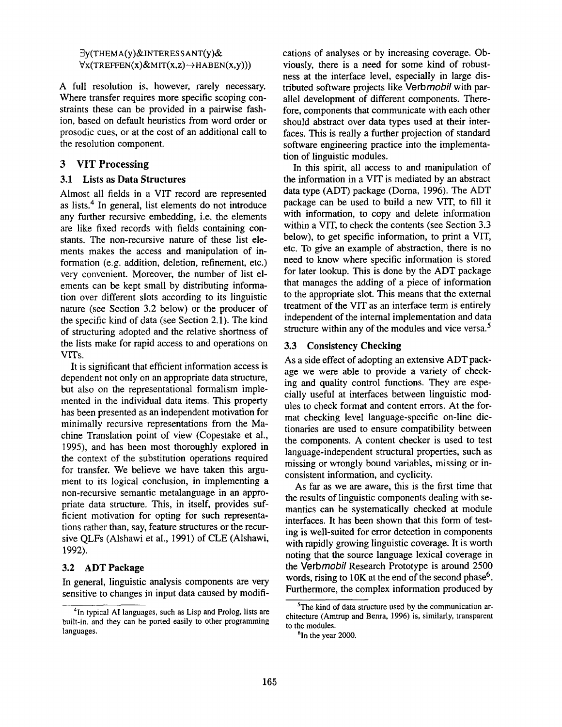$\exists y(\text{THEMA}(y) \& \text{INTERESSANT}(y) \&$
$\forall x(\text{TREFFEN}(x) \& \text{MIT}(x,z) \rightarrow \text{HABEN}(x,y)))$

A full resolution is, however, rarely necessary. Where transfer requires more specific scoping constraints these can be provided in a pairwise fashion, based on default heuristics from word order or prosodic cues, or at the cost of an additional call to the resolution component.

## 3 VIT Processing

### 3.1 Lists as Data Structures

Almost all fields in a VIT record are represented as lists.[4] In general, list elements do not introduce any further recursive embedding, i.e. the elements are like fixed records with fields containing constants. The non-recursive nature of these list elements makes the access and manipulation of information (e.g. addition, deletion, refinement, etc.) very convenient. Moreover, the number of list elements can be kept small by distributing information over different slots according to its linguistic nature (see Section 3.2 below) or the producer of the specific kind of data (see Section 2.1). The kind of structuring adopted and the relative shortness of the lists make for rapid access to and operations on VITs.

It is significant that efficient information access is dependent not only on an appropriate data structure, but also on the representational formalism implemented in the individual data items. This property has been presented as an independent motivation for minimally recursive representations from the Machine Translation point of view (Copestake et al., 1995), and has been most thoroughly explored in the context of the substitution operations required for transfer. We believe we have taken this argument to its logical conclusion, in implementing a non-recursive semantic metalanguage in an appropriate data structure. This, in itself, provides sufficient motivation for opting for such representations rather than, say, feature structures or the recursive QLFs (Alshawi et al., 1991) of CLE (Alshawi, 1992).

### 3.2 ADT Package

In general, linguistic analysis components are very sensitive to changes in input data caused by modifications of analyses or by increasing coverage. Obviously, there is a need for some kind of robustness at the interface level, especially in large distributed software projects like *Verbmobil* with parallel development of different components. Therefore, components that communicate with each other should abstract over data types used at their interfaces. This is really a further projection of standard software engineering practice into the implementation of linguistic modules.

In this spirit, all access to and manipulation of the information in a VIT is mediated by an abstract data type (ADT) package (Dorna, 1996). The ADT package can be used to build a new VIT, to fill it with information, to copy and delete information within a VIT, to check the contents (see Section 3.3 below), to get specific information, to print a VIT, etc. To give an example of abstraction, there is no need to know where specific information is stored for later lookup. This is done by the ADT package that manages the adding of a piece of information to the appropriate slot. This means that the external treatment of the VIT as an interface term is entirely independent of the internal implementation and data structure within any of the modules and vice versa.[5]

### 3.3 Consistency Checking

As a side effect of adopting an extensive ADT package we were able to provide a variety of checking and quality control functions. They are especially useful at interfaces between linguistic modules to check format and content errors. At the format checking level language-specific on-line dictionaries are used to ensure compatibility between the components. A content checker is used to test language-independent structural properties, such as missing or wrongly bound variables, missing or inconsistent information, and cyclicity.

As far as we are aware, this is the first time that the results of linguistic components dealing with semantics can be systematically checked at module interfaces. It has been shown that this form of testing is well-suited for error detection in components with rapidly growing linguistic coverage. It is worth noting that the source language lexical coverage in the *Verbmobil* Research Prototype is around 2500 words, rising to 10K at the end of the second phase[6]. Furthermore, the complex information produced by

---

[4] In typical AI languages, such as Lisp and Prolog, lists are built-in, and they can be ported easily to other programming languages.

[5] The kind of data structure used by the communication architecture (Amtrup and Benra, 1996) is, similarly, transparent to the modules.

[6] In the year 2000.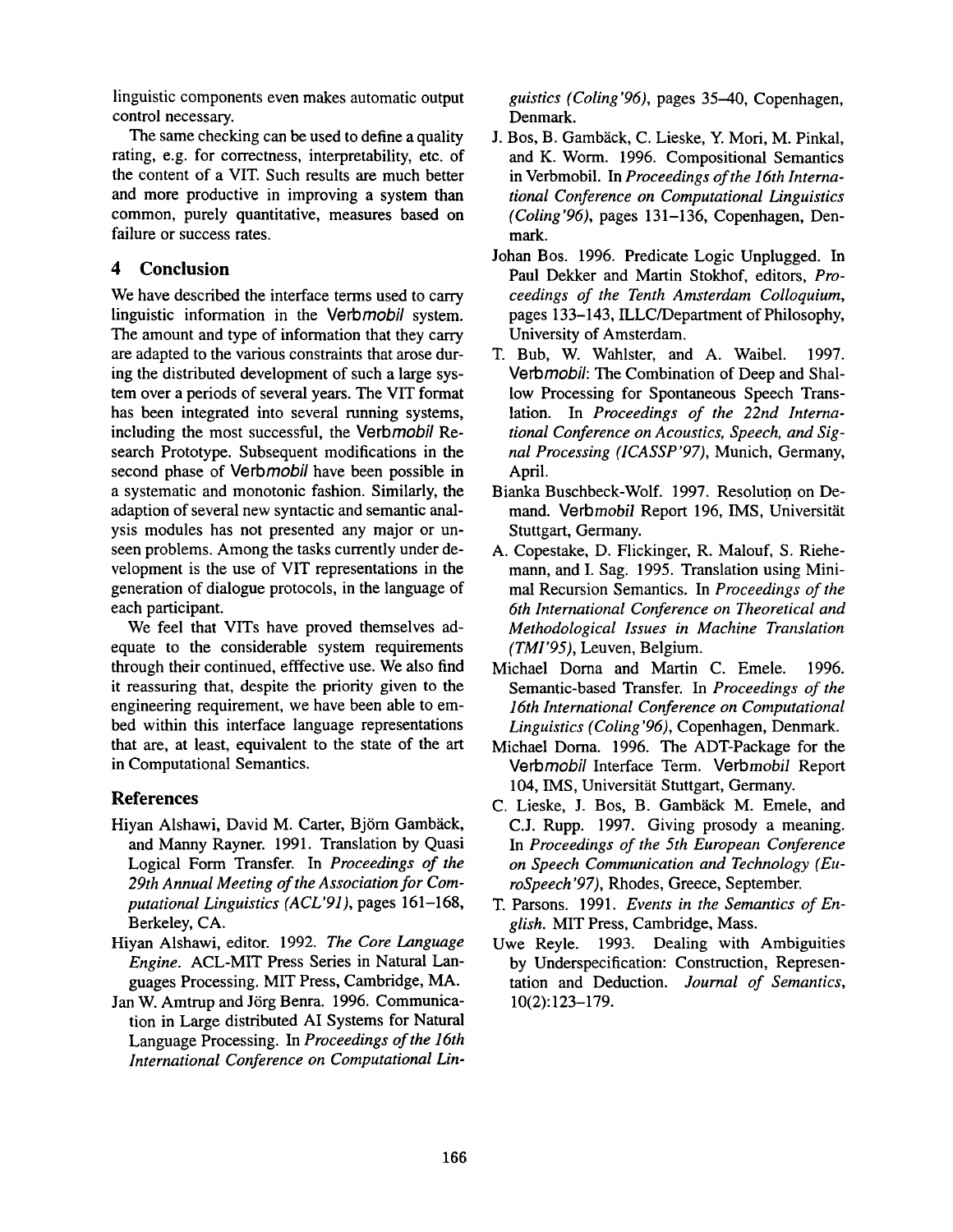linguistic components even makes automatic output control necessary.

The same checking can be used to define a quality rating, e.g. for correctness, interpretability, etc. of the content of a VIT. Such results are much better and more productive in improving a system than common, purely quantitative, measures based on failure or success rates.

## 4 Conclusion

We have described the interface terms used to carry linguistic information in the Verb*mobil* system. The amount and type of information that they carry are adapted to the various constraints that arose during the distributed development of such a large system over a periods of several years. The VIT format has been integrated into several running systems, including the most successful, the Verb*mobil* Research Prototype. Subsequent modifications in the second phase of Verb*mobil* have been possible in a systematic and monotonic fashion. Similarly, the adaption of several new syntactic and semantic analysis modules has not presented any major or unseen problems. Among the tasks currently under development is the use of VIT representations in the generation of dialogue protocols, in the language of each participant.

We feel that VITs have proved themselves adequate to the considerable system requirements through their continued, efffective use. We also find it reassuring that, despite the priority given to the engineering requirement, we have been able to embed within this interface language representations that are, at least, equivalent to the state of the art in Computational Semantics.

## References

Hiyan Alshawi, David M. Carter, Björn Gambäck, and Manny Rayner. 1991. Translation by Quasi Logical Form Transfer. In *Proceedings of the 29th Annual Meeting of the Association for Computational Linguistics (ACL'91)*, pages 161–168, Berkeley, CA.

Hiyan Alshawi, editor. 1992. *The Core Language Engine*. ACL-MIT Press Series in Natural Languages Processing. MIT Press, Cambridge, MA.

Jan W. Amtrup and Jörg Benra. 1996. Communication in Large distributed AI Systems for Natural Language Processing. In *Proceedings of the 16th International Conference on Computational Linguistics (Coling'96)*, pages 35–40, Copenhagen, Denmark.

J. Bos, B. Gambäck, C. Lieske, Y. Mori, M. Pinkal, and K. Worm. 1996. Compositional Semantics in Verbmobil. In *Proceedings of the 16th International Conference on Computational Linguistics (Coling'96)*, pages 131–136, Copenhagen, Denmark.

Johan Bos. 1996. Predicate Logic Unplugged. In Paul Dekker and Martin Stokhof, editors, *Proceedings of the Tenth Amsterdam Colloquium*, pages 133–143, ILLC/Department of Philosophy, University of Amsterdam.

T. Bub, W. Wahlster, and A. Waibel. 1997. Verb*mobil*: The Combination of Deep and Shallow Processing for Spontaneous Speech Translation. In *Proceedings of the 22nd International Conference on Acoustics, Speech, and Signal Processing (ICASSP'97)*, Munich, Germany, April.

Bianka Buschbeck-Wolf. 1997. Resolution on Demand. Verb*mobil* Report 196, IMS, Universität Stuttgart, Germany.

A. Copestake, D. Flickinger, R. Malouf, S. Riehemann, and I. Sag. 1995. Translation using Minimal Recursion Semantics. In *Proceedings of the 6th International Conference on Theoretical and Methodological Issues in Machine Translation (TMI'95)*, Leuven, Belgium.

Michael Dorna and Martin C. Emele. 1996. Semantic-based Transfer. In *Proceedings of the 16th International Conference on Computational Linguistics (Coling'96)*, Copenhagen, Denmark.

Michael Dorna. 1996. The ADT-Package for the Verb*mobil* Interface Term. Verb*mobil* Report 104, IMS, Universität Stuttgart, Germany.

C. Lieske, J. Bos, B. Gambäck M. Emele, and C.J. Rupp. 1997. Giving prosody a meaning. In *Proceedings of the 5th European Conference on Speech Communication and Technology (EuroSpeech'97)*, Rhodes, Greece, September.

T. Parsons. 1991. *Events in the Semantics of English*. MIT Press, Cambridge, Mass.

Uwe Reyle. 1993. Dealing with Ambiguities by Underspecification: Construction, Representation and Deduction. *Journal of Semantics*, 10(2):123–179.